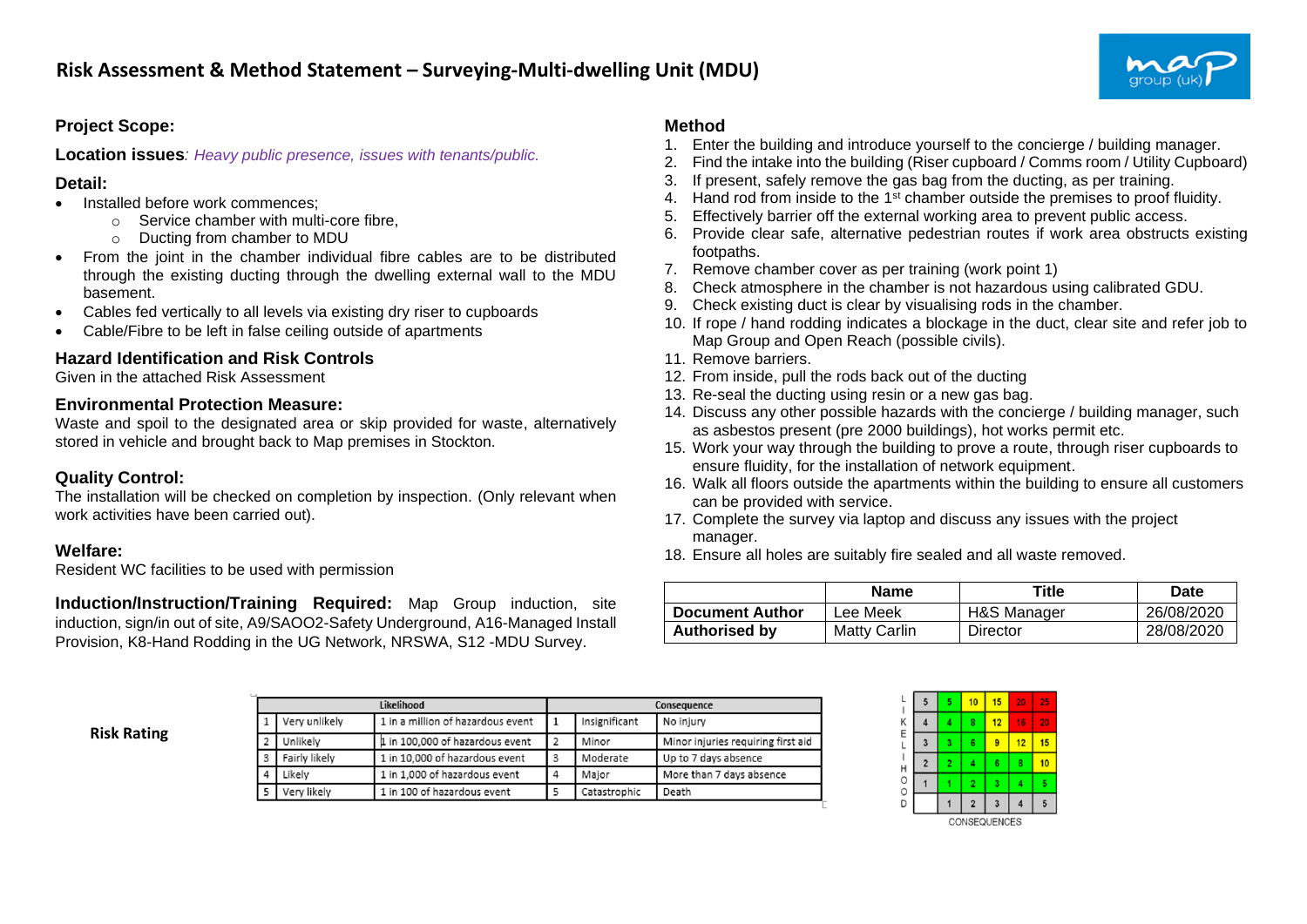# Risk Assessment & Method Statement – Surveying-Multi-dwelling Unit (MDU)

### Project Scope:

**Location issues**: *Heavy public presence, issues with tenants/public.*

### Detail:

- Installed before work commences;
  - Service chamber with multi-core fibre,
  - Ducting from chamber to MDU
- From the joint in the chamber individual fibre cables are to be distributed through the existing ducting through the dwelling external wall to the MDU basement.
- Cables fed vertically to all levels via existing dry riser to cupboards
- Cable/Fibre to be left in false ceiling outside of apartments

### Hazard Identification and Risk Controls

Given in the attached Risk Assessment

### Environmental Protection Measure:

Waste and spoil to the designated area or skip provided for waste, alternatively stored in vehicle and brought back to Map premises in Stockton.

### Quality Control:

The installation will be checked on completion by inspection. (Only relevant when work activities have been carried out).

### Welfare:

Resident WC facilities to be used with permission

**Induction/Instruction/Training Required:** Map Group induction, site induction, sign/in out of site, A9/SAOO2-Safety Underground, A16-Managed Install Provision, K8-Hand Rodding in the UG Network, NRSWA, S12 -MDU Survey.

### Method

1. Enter the building and introduce yourself to the concierge / building manager.
2. Find the intake into the building (Riser cupboard / Comms room / Utility Cupboard)
3. If present, safely remove the gas bag from the ducting, as per training.
4. Hand rod from inside to the 1st chamber outside the premises to proof fluidity.
5. Effectively barrier off the external working area to prevent public access.
6. Provide clear safe, alternative pedestrian routes if work area obstructs existing footpaths.
7. Remove chamber cover as per training (work point 1)
8. Check atmosphere in the chamber is not hazardous using calibrated GDU.
9. Check existing duct is clear by visualising rods in the chamber.
10. If rope / hand rodding indicates a blockage in the duct, clear site and refer job to Map Group and Open Reach (possible civils).
11. Remove barriers.
12. From inside, pull the rods back out of the ducting
13. Re-seal the ducting using resin or a new gas bag.
14. Discuss any other possible hazards with the concierge / building manager, such as asbestos present (pre 2000 buildings), hot works permit etc.
15. Work your way through the building to prove a route, through riser cupboards to ensure fluidity, for the installation of network equipment.
16. Walk all floors outside the apartments within the building to ensure all customers can be provided with service.
17. Complete the survey via laptop and discuss any issues with the project manager.
18. Ensure all holes are suitably fire sealed and all waste removed.

| | Name | Title | Date |
|---|---|---|---|
| **Document Author** | Lee Meek | H&S Manager | 26/08/2020 |
| **Authorised by** | Matty Carlin | Director | 28/08/2020 |

**Risk Rating**

| Likelihood | | | Consequence | | |
|---|---|---|---|---|---|
| 1 | Very unlikely | 1 in a million of hazardous event | 1 | Insignificant | No injury |
| 2 | Unlikely | 1 in 100,000 of hazardous event | 2 | Minor | Minor injuries requiring first aid |
| 3 | Fairly likely | 1 in 10,000 of hazardous event | 3 | Moderate | Up to 7 days absence |
| 4 | Likely | 1 in 1,000 of hazardous event | 4 | Major | More than 7 days absence |
| 5 | Very likely | 1 in 100 of hazardous event | 5 | Catastrophic | Death |

| LIKELIHOOD | | | | | |
|---|---|---|---|---|---|
| 5 | 5 | 10 | 15 | 20 | 25 |
| 4 | 4 | 8 | 12 | 16 | 20 |
| 3 | 3 | 6 | 9 | 12 | 15 |
| 2 | 2 | 4 | 6 | 8 | 10 |
| 1 | 1 | 2 | 3 | 4 | 5 |
| | 1 | 2 | 3 | 4 | 5 |

CONSEQUENCES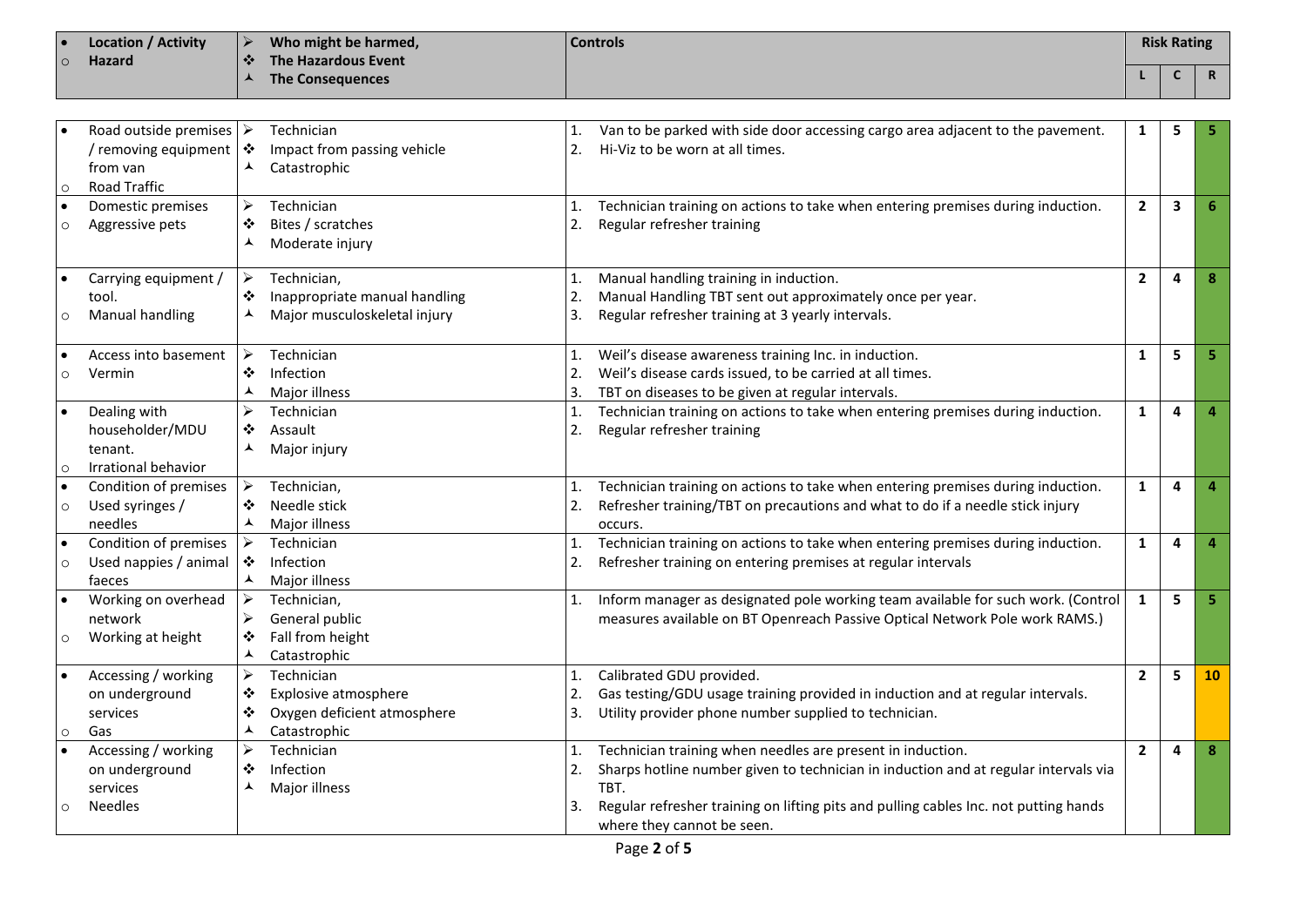| • Location / Activity<br>○ Hazard | ➢ Who might be harmed,<br>❖ The Hazardous Event<br>⅄ The Consequences | Controls | Risk Rating | | |
|---|---|---|---|---|---|
| | | | L | C | R |
| • Road outside premises / removing equipment from van<br>○ Road Traffic | ➢ Technician<br>❖ Impact from passing vehicle<br>⅄ Catastrophic | 1. Van to be parked with side door accessing cargo area adjacent to the pavement.<br>2. Hi-Viz to be worn at all times. | 1 | 5 | 5 |
| • Domestic premises<br>○ Aggressive pets | ➢ Technician<br>❖ Bites / scratches<br>⅄ Moderate injury | 1. Technician training on actions to take when entering premises during induction.<br>2. Regular refresher training | 2 | 3 | 6 |
| • Carrying equipment / tool.<br>○ Manual handling | ➢ Technician,<br>❖ Inappropriate manual handling<br>⅄ Major musculoskeletal injury | 1. Manual handling training in induction.<br>2. Manual Handling TBT sent out approximately once per year.<br>3. Regular refresher training at 3 yearly intervals. | 2 | 4 | 8 |
| • Access into basement<br>○ Vermin | ➢ Technician<br>❖ Infection<br>⅄ Major illness | 1. Weil's disease awareness training Inc. in induction.<br>2. Weil's disease cards issued, to be carried at all times.<br>3. TBT on diseases to be given at regular intervals. | 1 | 5 | 5 |
| • Dealing with householder/MDU tenant.<br>○ Irrational behavior | ➢ Technician<br>❖ Assault<br>⅄ Major injury | 1. Technician training on actions to take when entering premises during induction.<br>2. Regular refresher training | 1 | 4 | 4 |
| • Condition of premises<br>○ Used syringes / needles | ➢ Technician,<br>❖ Needle stick<br>⅄ Major illness | 1. Technician training on actions to take when entering premises during induction.<br>2. Refresher training/TBT on precautions and what to do if a needle stick injury occurs. | 1 | 4 | 4 |
| • Condition of premises<br>○ Used nappies / animal faeces | ➢ Technician<br>❖ Infection<br>⅄ Major illness | 1. Technician training on actions to take when entering premises during induction.<br>2. Refresher training on entering premises at regular intervals | 1 | 4 | 4 |
| • Working on overhead network<br>○ Working at height | ➢ Technician,<br>➢ General public<br>❖ Fall from height<br>⅄ Catastrophic | 1. Inform manager as designated pole working team available for such work. (Control measures available on BT Openreach Passive Optical Network Pole work RAMS.) | 1 | 5 | 5 |
| • Accessing / working on underground services<br>○ Gas | ➢ Technician<br>❖ Explosive atmosphere<br>❖ Oxygen deficient atmosphere<br>⅄ Catastrophic | 1. Calibrated GDU provided.<br>2. Gas testing/GDU usage training provided in induction and at regular intervals.<br>3. Utility provider phone number supplied to technician. | 2 | 5 | 10 |
| • Accessing / working on underground services<br>○ Needles | ➢ Technician<br>❖ Infection<br>⅄ Major illness | 1. Technician training when needles are present in induction.<br>2. Sharps hotline number given to technician in induction and at regular intervals via TBT.<br>3. Regular refresher training on lifting pits and pulling cables Inc. not putting hands where they cannot be seen. | 2 | 4 | 8 |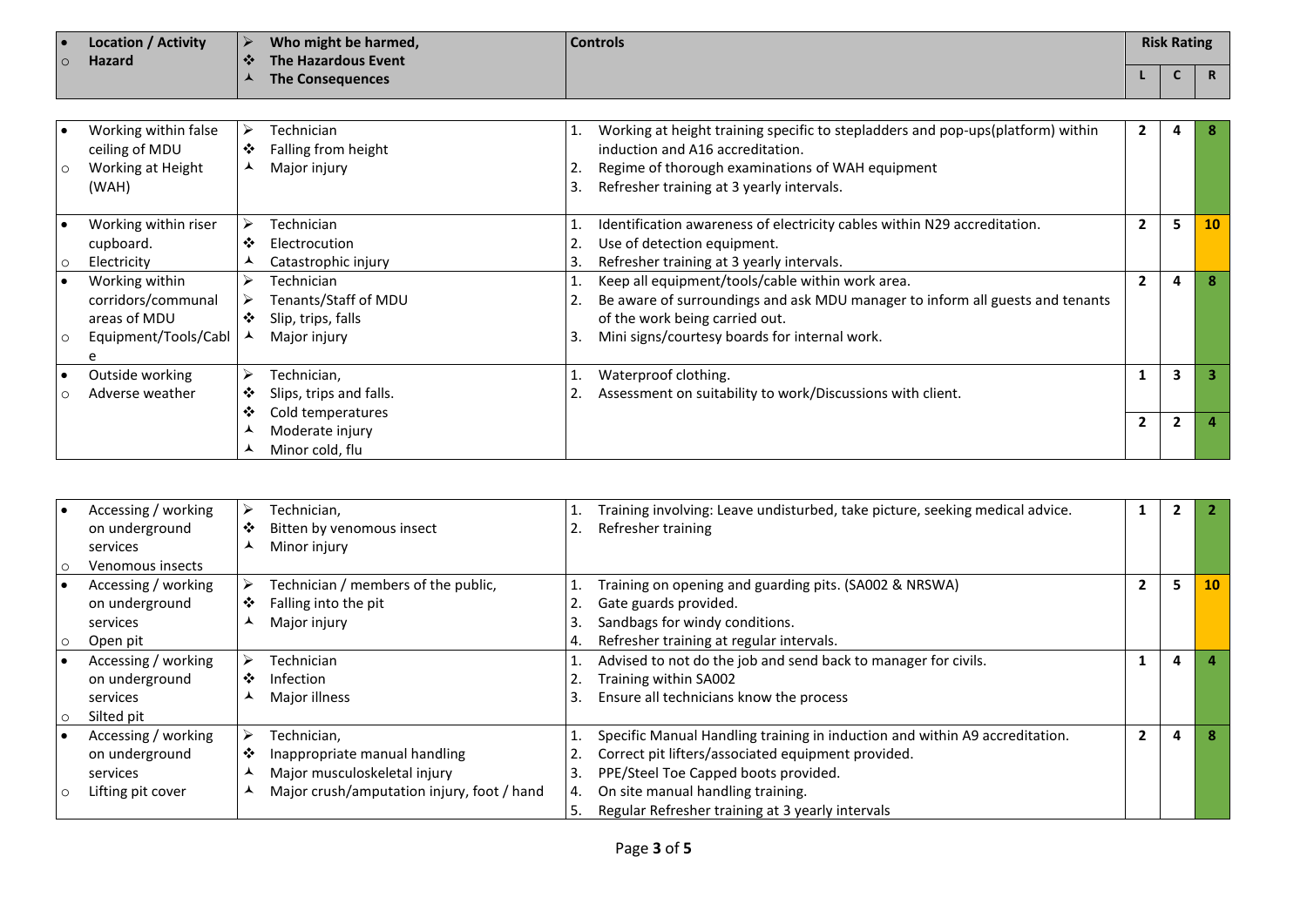| Location / Activity<br>Hazard | Who might be harmed,<br>The Hazardous Event<br>The Consequences | Controls | Risk Rating | | |
|---|---|---|---|---|---|
| | | | L | C | R |
| Working within false ceiling of MDU<br>Working at Height (WAH) | Technician<br>Falling from height<br>Major injury | 1. Working at height training specific to stepladders and pop-ups(platform) within induction and A16 accreditation.<br>2. Regime of thorough examinations of WAH equipment<br>3. Refresher training at 3 yearly intervals. | 2 | 4 | 8 |
| Working within riser cupboard.<br>Electricity | Technician<br>Electrocution<br>Catastrophic injury | 1. Identification awareness of electricity cables within N29 accreditation.<br>2. Use of detection equipment.<br>3. Refresher training at 3 yearly intervals. | 2 | 5 | 10 |
| Working within corridors/communal areas of MDU<br>Equipment/Tools/Cable | Technician<br>Tenants/Staff of MDU<br>Slip, trips, falls<br>Major injury | 1. Keep all equipment/tools/cable within work area.<br>2. Be aware of surroundings and ask MDU manager to inform all guests and tenants of the work being carried out.<br>3. Mini signs/courtesy boards for internal work. | 2 | 4 | 8 |
| Outside working<br>Adverse weather | Technician,<br>Slips, trips and falls.<br>Cold temperatures<br>Moderate injury<br>Minor cold, flu | 1. Waterproof clothing.<br>2. Assessment on suitability to work/Discussions with client. | 1<br>2 | 3<br>2 | 3<br>4 |
| Accessing / working on underground services<br>Venomous insects | Technician,<br>Bitten by venomous insect<br>Minor injury | 1. Training involving: Leave undisturbed, take picture, seeking medical advice.<br>2. Refresher training | 1 | 2 | 2 |
| Accessing / working on underground services<br>Open pit | Technician / members of the public,<br>Falling into the pit<br>Major injury | 1. Training on opening and guarding pits. (SA002 & NRSWA)<br>2. Gate guards provided.<br>3. Sandbags for windy conditions.<br>4. Refresher training at regular intervals. | 2 | 5 | 10 |
| Accessing / working on underground services<br>Silted pit | Technician<br>Infection<br>Major illness | 1. Advised to not do the job and send back to manager for civils.<br>2. Training within SA002<br>3. Ensure all technicians know the process | 1 | 4 | 4 |
| Accessing / working on underground services<br>Lifting pit cover | Technician,<br>Inappropriate manual handling<br>Major musculoskeletal injury<br>Major crush/amputation injury, foot / hand | 1. Specific Manual Handling training in induction and within A9 accreditation.<br>2. Correct pit lifters/associated equipment provided.<br>3. PPE/Steel Toe Capped boots provided.<br>4. On site manual handling training.<br>5. Regular Refresher training at 3 yearly intervals | 2 | 4 | 8 |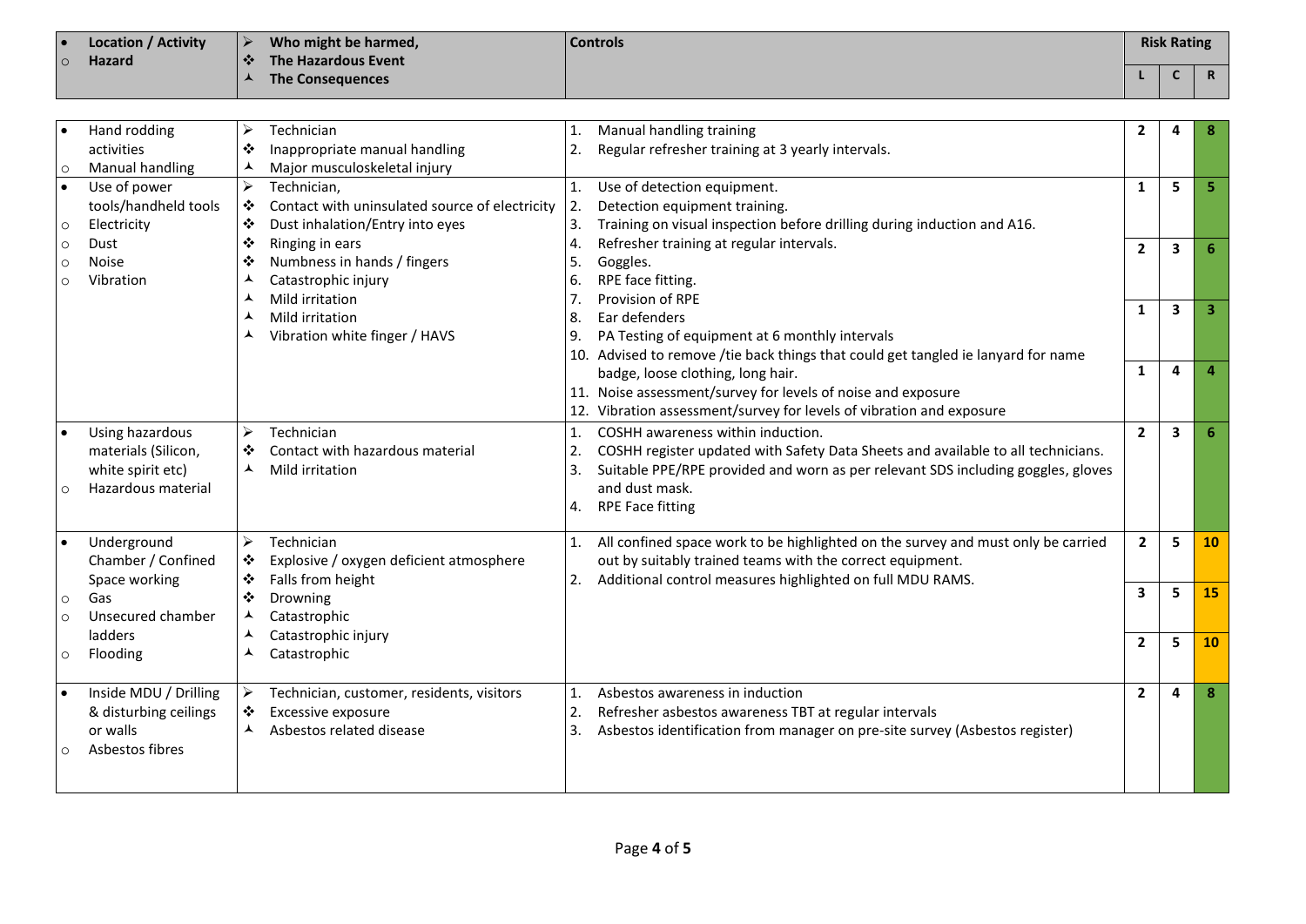| • Location / Activity<br>○ Hazard | ➢ Who might be harmed,<br>❖ The Hazardous Event<br>⅄ The Consequences | Controls | Risk Rating | | |
|---|---|---|---|---|---|
| | | | L | C | R |
| • Hand rodding activities<br>○ Manual handling | ➢ Technician<br>❖ Inappropriate manual handling<br>⅄ Major musculoskeletal injury | 1. Manual handling training<br>2. Regular refresher training at 3 yearly intervals. | 2 | 4 | 8 |
| • Use of power tools/handheld tools<br>○ Electricity<br>○ Dust<br>○ Noise<br>○ Vibration | ➢ Technician,<br>❖ Contact with uninsulated source of electricity<br>❖ Dust inhalation/Entry into eyes<br>❖ Ringing in ears<br>❖ Numbness in hands / fingers<br>⅄ Catastrophic injury<br>⅄ Mild irritation<br>⅄ Mild irritation<br>⅄ Vibration white finger / HAVS | 1. Use of detection equipment.<br>2. Detection equipment training.<br>3. Training on visual inspection before drilling during induction and A16.<br>4. Refresher training at regular intervals.<br>5. Goggles.<br>6. RPE face fitting.<br>7. Provision of RPE<br>8. Ear defenders<br>9. PA Testing of equipment at 6 monthly intervals<br>10. Advised to remove /tie back things that could get tangled ie lanyard for name badge, loose clothing, long hair.<br>11. Noise assessment/survey for levels of noise and exposure<br>12. Vibration assessment/survey for levels of vibration and exposure | 1<br>2<br>1<br>1 | 5<br>3<br>3<br>4 | 5<br>6<br>3<br>4 |
| • Using hazardous materials (Silicon, white spirit etc)<br>○ Hazardous material | ➢ Technician<br>❖ Contact with hazardous material<br>⅄ Mild irritation | 1. COSHH awareness within induction.<br>2. COSHH register updated with Safety Data Sheets and available to all technicians.<br>3. Suitable PPE/RPE provided and worn as per relevant SDS including goggles, gloves and dust mask.<br>4. RPE Face fitting | 2 | 3 | 6 |
| • Underground Chamber / Confined Space working<br>○ Gas<br>○ Unsecured chamber ladders<br>○ Flooding | ➢ Technician<br>❖ Explosive / oxygen deficient atmosphere<br>❖ Falls from height<br>❖ Drowning<br>⅄ Catastrophic<br>⅄ Catastrophic injury<br>⅄ Catastrophic | 1. All confined space work to be highlighted on the survey and must only be carried out by suitably trained teams with the correct equipment.<br>2. Additional control measures highlighted on full MDU RAMS. | 2<br>3<br>2 | 5<br>5<br>5 | 10<br>15<br>10 |
| • Inside MDU / Drilling & disturbing ceilings or walls<br>○ Asbestos fibres | ➢ Technician, customer, residents, visitors<br>❖ Excessive exposure<br>⅄ Asbestos related disease | 1. Asbestos awareness in induction<br>2. Refresher asbestos awareness TBT at regular intervals<br>3. Asbestos identification from manager on pre-site survey (Asbestos register) | 2 | 4 | 8 |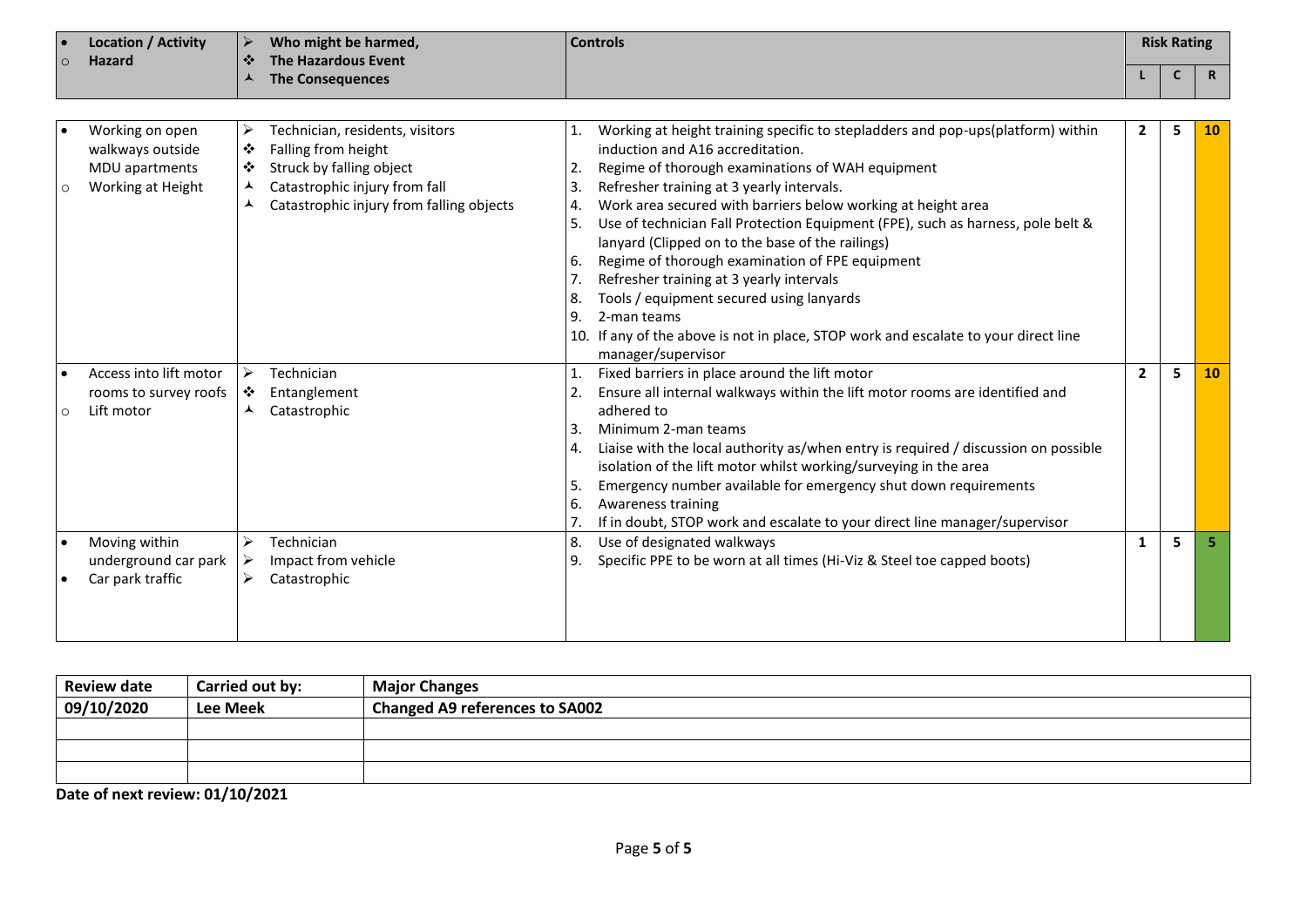| Location / Activity<br>Hazard | Who might be harmed,<br>The Hazardous Event<br>The Consequences | Controls | Risk Rating L | C | R |
|---|---|---|---|---|---|
| • Working on open walkways outside MDU apartments<br>○ Working at Height | ➢ Technician, residents, visitors<br>❖ Falling from height<br>❖ Struck by falling object<br>⅄ Catastrophic injury from fall<br>⅄ Catastrophic injury from falling objects | 1. Working at height training specific to stepladders and pop-ups(platform) within induction and A16 accreditation.<br>2. Regime of thorough examinations of WAH equipment<br>3. Refresher training at 3 yearly intervals.<br>4. Work area secured with barriers below working at height area<br>5. Use of technician Fall Protection Equipment (FPE), such as harness, pole belt & lanyard (Clipped on to the base of the railings)<br>6. Regime of thorough examination of FPE equipment<br>7. Refresher training at 3 yearly intervals<br>8. Tools / equipment secured using lanyards<br>9. 2-man teams<br>10. If any of the above is not in place, STOP work and escalate to your direct line manager/supervisor | 2 | 5 | 10 |
| • Access into lift motor rooms to survey roofs<br>○ Lift motor | ➢ Technician<br>❖ Entanglement<br>⅄ Catastrophic | 1. Fixed barriers in place around the lift motor<br>2. Ensure all internal walkways within the lift motor rooms are identified and adhered to<br>3. Minimum 2-man teams<br>4. Liaise with the local authority as/when entry is required / discussion on possible isolation of the lift motor whilst working/surveying in the area<br>5. Emergency number available for emergency shut down requirements<br>6. Awareness training<br>7. If in doubt, STOP work and escalate to your direct line manager/supervisor | 2 | 5 | 10 |
| • Moving within underground car park<br>• Car park traffic | ➢ Technician<br>➢ Impact from vehicle<br>➢ Catastrophic | 8. Use of designated walkways<br>9. Specific PPE to be worn at all times (Hi-Viz & Steel toe capped boots) | 1 | 5 | 5 |

| Review date | Carried out by: | Major Changes |
|---|---|---|
| 09/10/2020 | Lee Meek | Changed A9 references to SA002 |
| | | |
| | | |
| | | |

**Date of next review: 01/10/2021**